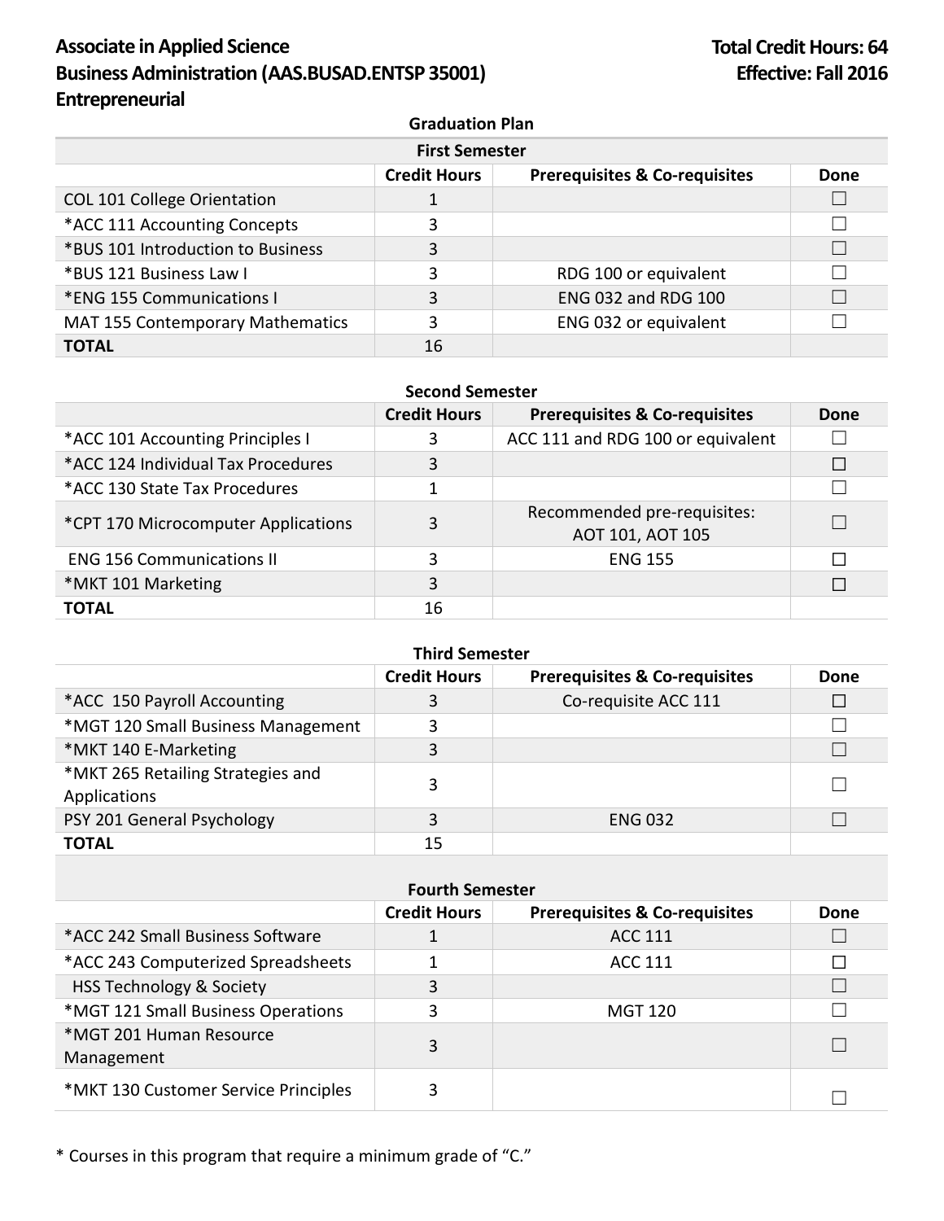**Associate in Applied Science**
**Business Administration (AAS.BUSAD.ENTSP 35001)**
**Entrepreneurial**

**Total Credit Hours: 64**
**Effective: Fall 2016**

## Graduation Plan

### First Semester

| | Credit Hours | Prerequisites & Co-requisites | Done |
|---|---|---|---|
| COL 101 College Orientation | 1 | | ☐ |
| *ACC 111 Accounting Concepts | 3 | | ☐ |
| *BUS 101 Introduction to Business | 3 | | ☐ |
| *BUS 121 Business Law I | 3 | RDG 100 or equivalent | ☐ |
| *ENG 155 Communications I | 3 | ENG 032 and RDG 100 | ☐ |
| MAT 155 Contemporary Mathematics | 3 | ENG 032 or equivalent | ☐ |
| **TOTAL** | 16 | | |

### Second Semester

| | Credit Hours | Prerequisites & Co-requisites | Done |
|---|---|---|---|
| *ACC 101 Accounting Principles I | 3 | ACC 111 and RDG 100 or equivalent | ☐ |
| *ACC 124 Individual Tax Procedures | 3 | | ☐ |
| *ACC 130 State Tax Procedures | 1 | | ☐ |
| *CPT 170 Microcomputer Applications | 3 | Recommended pre-requisites: AOT 101, AOT 105 | ☐ |
| ENG 156 Communications II | 3 | ENG 155 | ☐ |
| *MKT 101 Marketing | 3 | | ☐ |
| **TOTAL** | 16 | | |

### Third Semester

| | Credit Hours | Prerequisites & Co-requisites | Done |
|---|---|---|---|
| *ACC 150 Payroll Accounting | 3 | Co-requisite ACC 111 | ☐ |
| *MGT 120 Small Business Management | 3 | | ☐ |
| *MKT 140 E-Marketing | 3 | | ☐ |
| *MKT 265 Retailing Strategies and Applications | 3 | | ☐ |
| PSY 201 General Psychology | 3 | ENG 032 | ☐ |
| **TOTAL** | 15 | | |

### Fourth Semester

| | Credit Hours | Prerequisites & Co-requisites | Done |
|---|---|---|---|
| *ACC 242 Small Business Software | 1 | ACC 111 | ☐ |
| *ACC 243 Computerized Spreadsheets | 1 | ACC 111 | ☐ |
| HSS Technology & Society | 3 | | ☐ |
| *MGT 121 Small Business Operations | 3 | MGT 120 | ☐ |
| *MGT 201 Human Resource Management | 3 | | ☐ |
| *MKT 130 Customer Service Principles | 3 | | ☐ |

* Courses in this program that require a minimum grade of "C."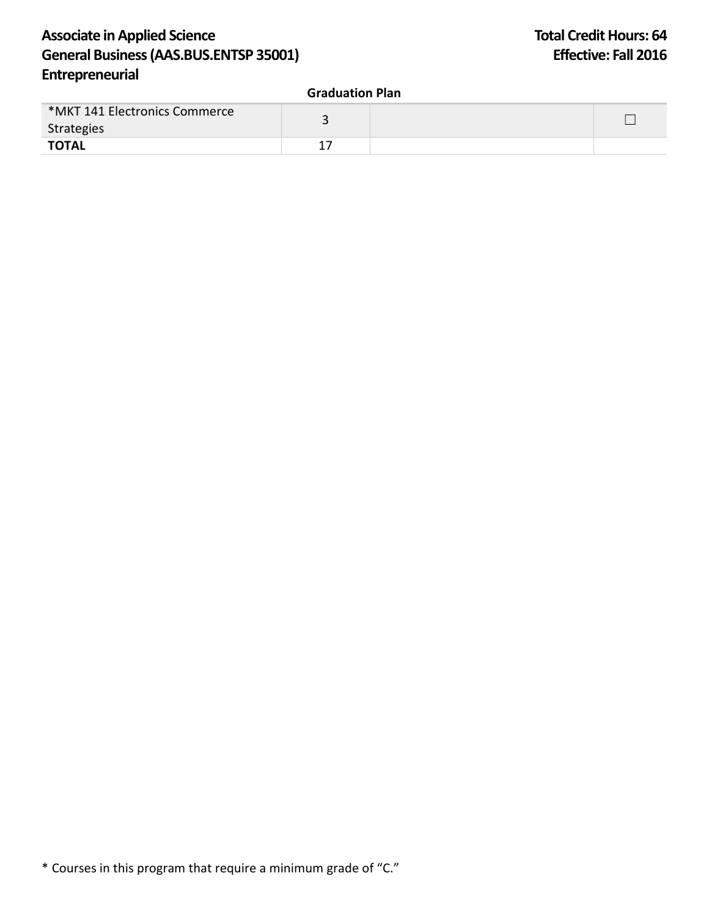| | | | |
|---|---|---|---|
| *MKT 141 Electronics Commerce Strategies | 3 | | ☐ |
| **TOTAL** | 17 | | |

* Courses in this program that require a minimum grade of "C."